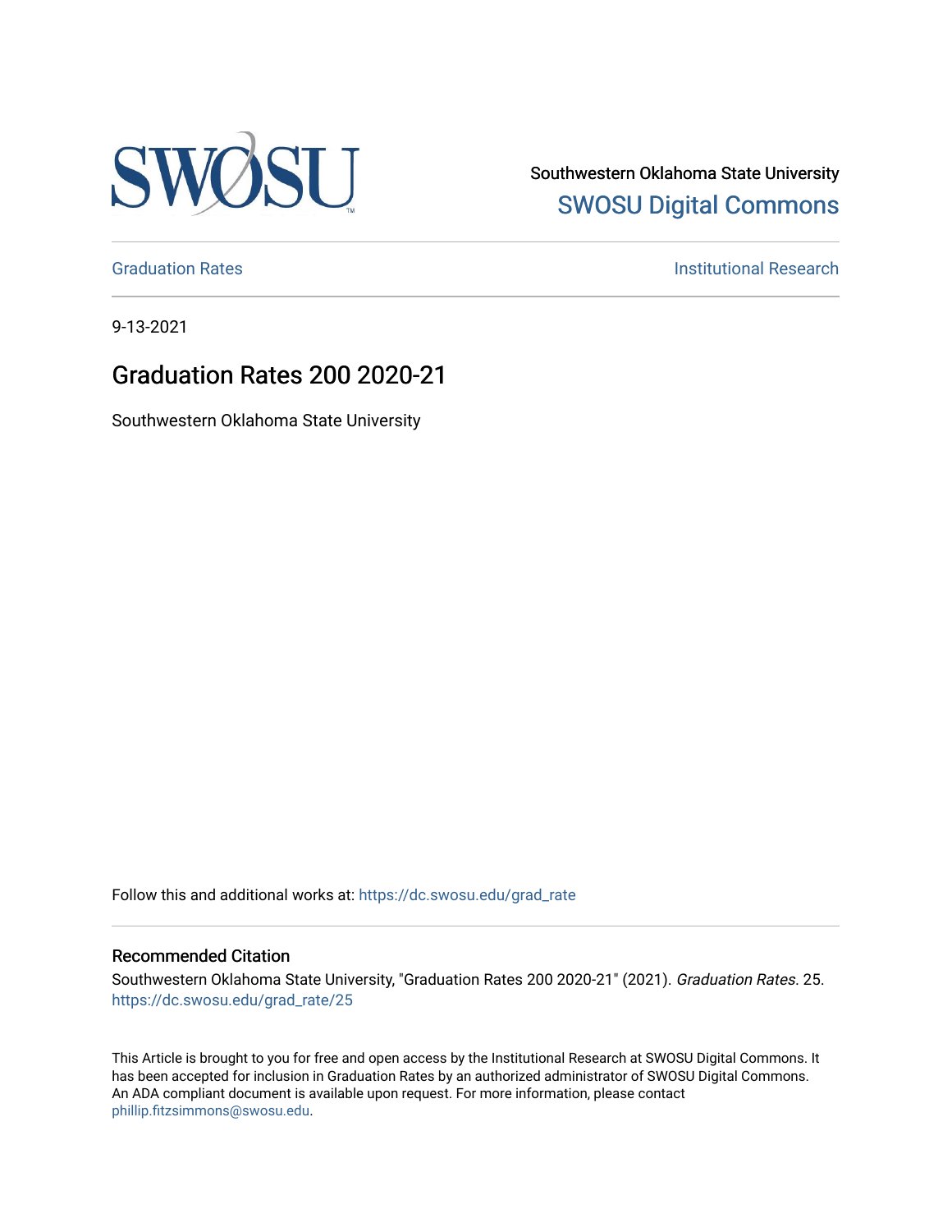Southwestern Oklahoma State University

SWOSU Digital Commons

Graduation Rates

Institutional Research

9-13-2021

# Graduation Rates 200 2020-21

Southwestern Oklahoma State University

Follow this and additional works at: https://dc.swosu.edu/grad_rate

### Recommended Citation

Southwestern Oklahoma State University, "Graduation Rates 200 2020-21" (2021). *Graduation Rates*. 25. https://dc.swosu.edu/grad_rate/25

This Article is brought to you for free and open access by the Institutional Research at SWOSU Digital Commons. It has been accepted for inclusion in Graduation Rates by an authorized administrator of SWOSU Digital Commons. An ADA compliant document is available upon request. For more information, please contact phillip.fitzsimmons@swosu.edu.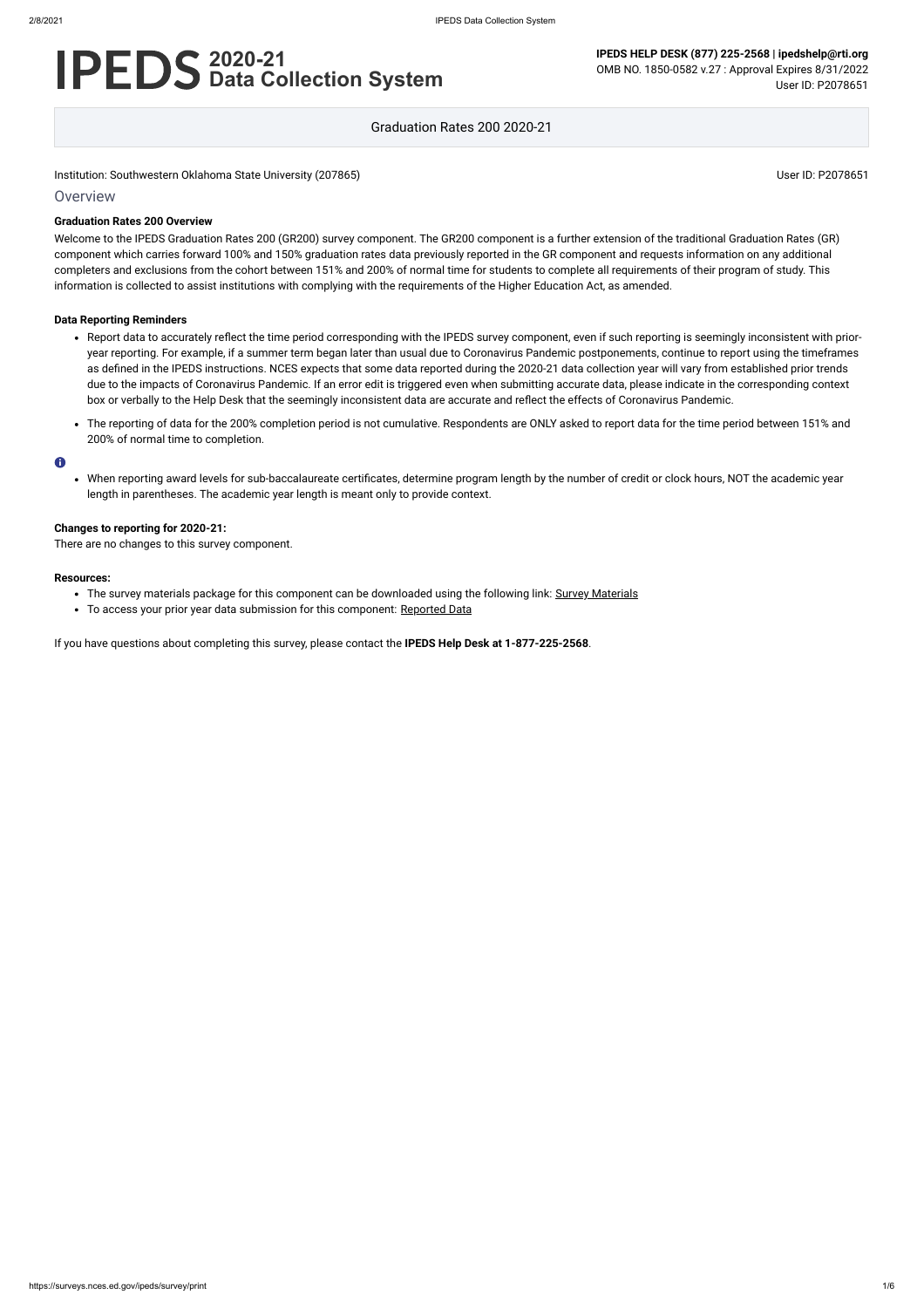# IPEDS 2020-21 Data Collection System

**IPEDS HELP DESK (877) 225-2568 | ipedshelp@rti.org**
OMB NO. 1850-0582 v.27 : Approval Expires 8/31/2022
User ID: P2078651

Graduation Rates 200 2020-21

Institution: Southwestern Oklahoma State University (207865) User ID: P2078651

## Overview

### Graduation Rates 200 Overview

Welcome to the IPEDS Graduation Rates 200 (GR200) survey component. The GR200 component is a further extension of the traditional Graduation Rates (GR) component which carries forward 100% and 150% graduation rates data previously reported in the GR component and requests information on any additional completers and exclusions from the cohort between 151% and 200% of normal time for students to complete all requirements of their program of study. This information is collected to assist institutions with complying with the requirements of the Higher Education Act, as amended.

### Data Reporting Reminders

- Report data to accurately reflect the time period corresponding with the IPEDS survey component, even if such reporting is seemingly inconsistent with prior-year reporting. For example, if a summer term began later than usual due to Coronavirus Pandemic postponements, continue to report using the timeframes as defined in the IPEDS instructions. NCES expects that some data reported during the 2020-21 data collection year will vary from established prior trends due to the impacts of Coronavirus Pandemic. If an error edit is triggered even when submitting accurate data, please indicate in the corresponding context box or verbally to the Help Desk that the seemingly inconsistent data are accurate and reflect the effects of Coronavirus Pandemic.
- The reporting of data for the 200% completion period is not cumulative. Respondents are ONLY asked to report data for the time period between 151% and 200% of normal time to completion.

- When reporting award levels for sub-baccalaureate certificates, determine program length by the number of credit or clock hours, NOT the academic year length in parentheses. The academic year length is meant only to provide context.

### Changes to reporting for 2020-21:

There are no changes to this survey component.

### Resources:

- The survey materials package for this component can be downloaded using the following link: Survey Materials
- To access your prior year data submission for this component: Reported Data

If you have questions about completing this survey, please contact the **IPEDS Help Desk at 1-877-225-2568**.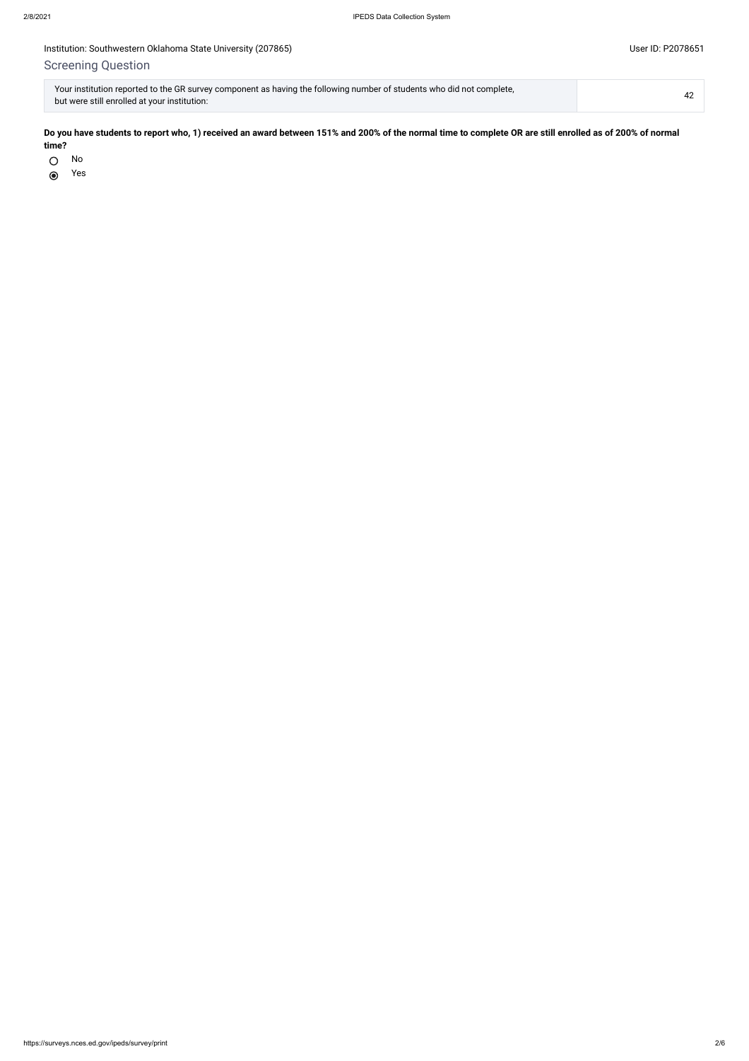Institution: Southwestern Oklahoma State University (207865)

User ID: P2078651

## Screening Question

| Your institution reported to the GR survey component as having the following number of students who did not complete, but were still enrolled at your institution: | 42 |
| --- | --- |

**Do you have students to report who, 1) received an award between 151% and 200% of the normal time to complete OR are still enrolled as of 200% of normal time?**

- ○ No
- ◉ Yes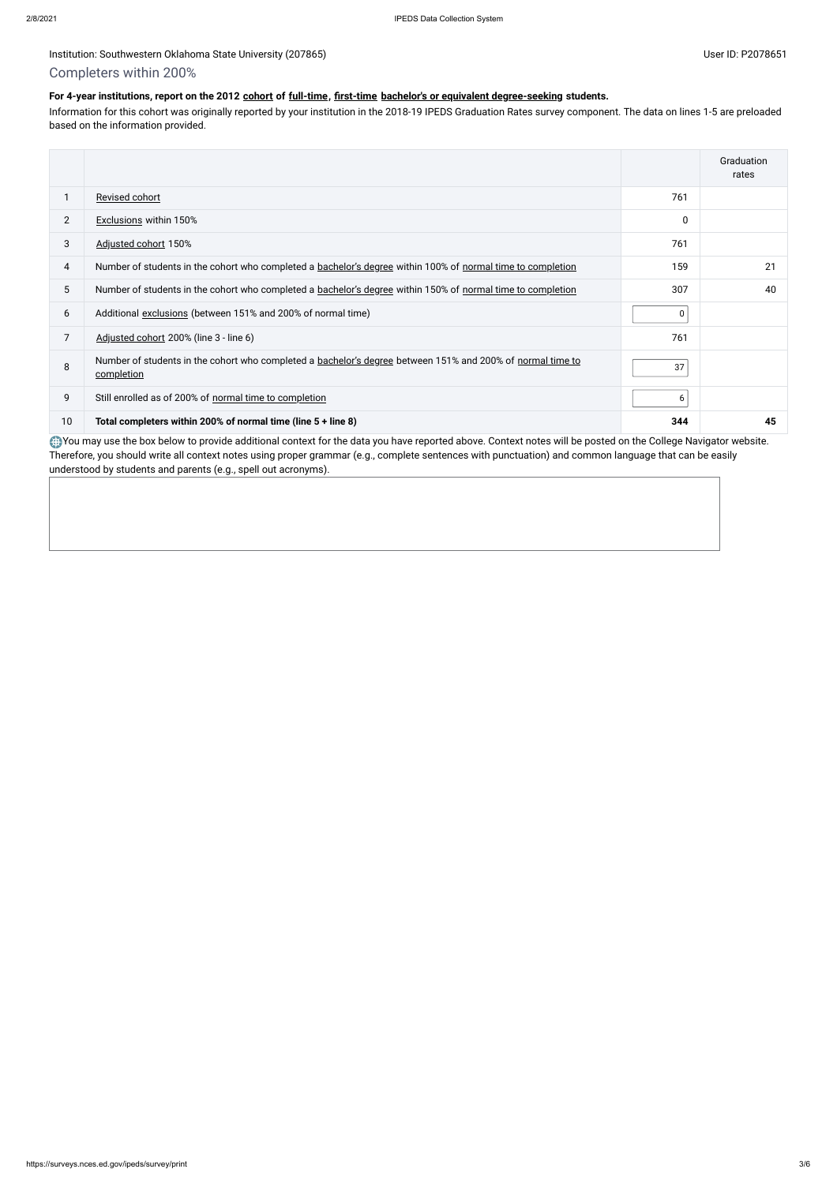Institution: Southwestern Oklahoma State University (207865)

User ID: P2078651

## Completers within 200%

**For 4-year institutions, report on the 2012 cohort of full-time, first-time bachelor's or equivalent degree-seeking students.**

Information for this cohort was originally reported by your institution in the 2018-19 IPEDS Graduation Rates survey component. The data on lines 1-5 are preloaded based on the information provided.

| | | | Graduation rates |
|---|---|---|---|
| 1 | Revised cohort | 761 | |
| 2 | Exclusions within 150% | 0 | |
| 3 | Adjusted cohort 150% | 761 | |
| 4 | Number of students in the cohort who completed a bachelor's degree within 100% of normal time to completion | 159 | 21 |
| 5 | Number of students in the cohort who completed a bachelor's degree within 150% of normal time to completion | 307 | 40 |
| 6 | Additional exclusions (between 151% and 200% of normal time) | 0 | |
| 7 | Adjusted cohort 200% (line 3 - line 6) | 761 | |
| 8 | Number of students in the cohort who completed a bachelor's degree between 151% and 200% of normal time to completion | 37 | |
| 9 | Still enrolled as of 200% of normal time to completion | 6 | |
| 10 | **Total completers within 200% of normal time (line 5 + line 8)** | **344** | **45** |

You may use the box below to provide additional context for the data you have reported above. Context notes will be posted on the College Navigator website. Therefore, you should write all context notes using proper grammar (e.g., complete sentences with punctuation) and common language that can be easily understood by students and parents (e.g., spell out acronyms).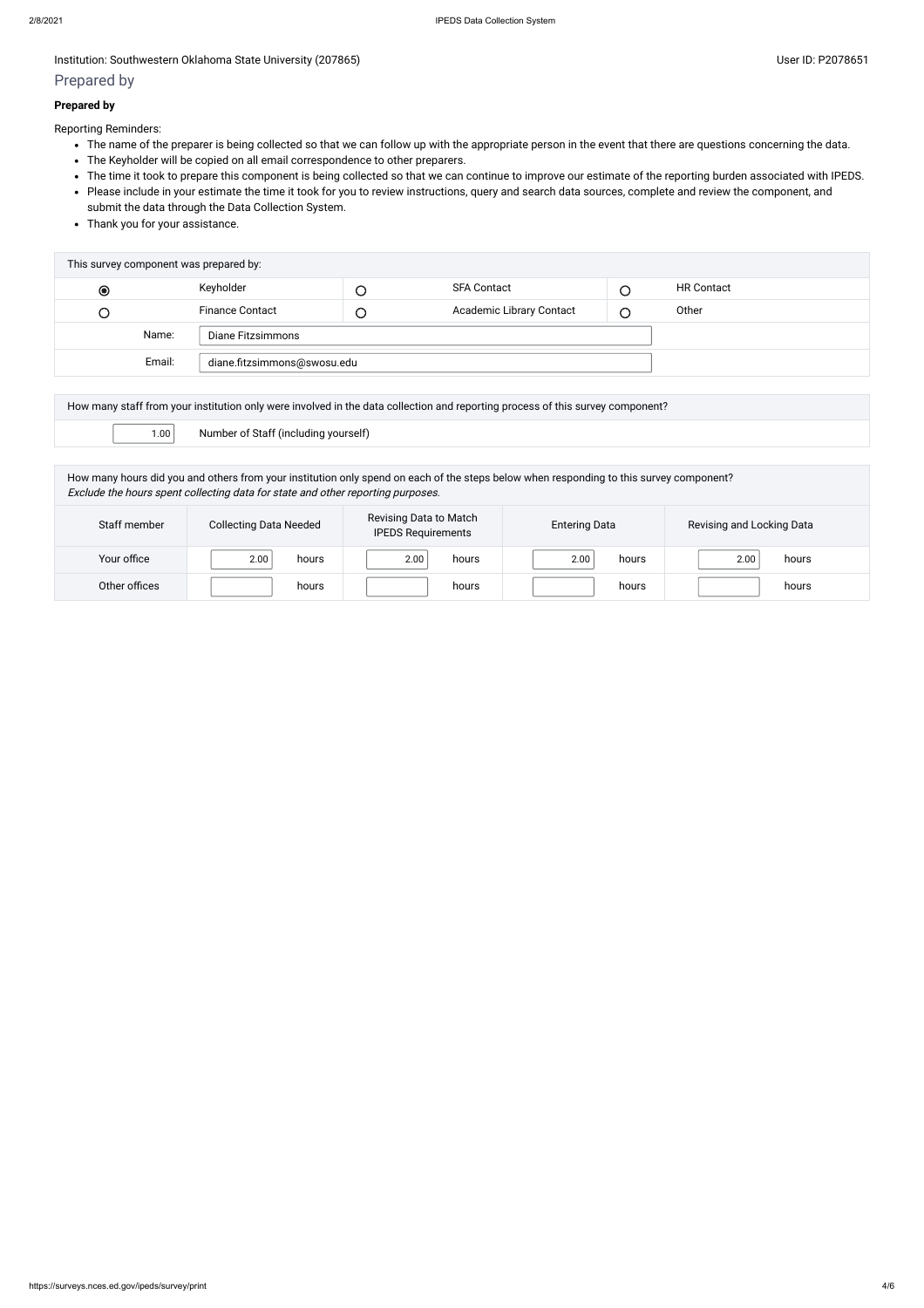Institution: Southwestern Oklahoma State University (207865)

User ID: P2078651

## Prepared by

**Prepared by**

Reporting Reminders:

- The name of the preparer is being collected so that we can follow up with the appropriate person in the event that there are questions concerning the data.
- The Keyholder will be copied on all email correspondence to other preparers.
- The time it took to prepare this component is being collected so that we can continue to improve our estimate of the reporting burden associated with IPEDS.
- Please include in your estimate the time it took for you to review instructions, query and search data sources, complete and review the component, and submit the data through the Data Collection System.
- Thank you for your assistance.

| This survey component was prepared by: | | | | | |
|---|---|---|---|---|---|
| ◉ | Keyholder | ○ | SFA Contact | ○ | HR Contact |
| ○ | Finance Contact | ○ | Academic Library Contact | ○ | Other |
| Name: | Diane Fitzsimmons | | | | |
| Email: | diane.fitzsimmons@swosu.edu | | | | |

| How many staff from your institution only were involved in the data collection and reporting process of this survey component? | |
|---|---|
| 1.00 | Number of Staff (including yourself) |

How many hours did you and others from your institution only spend on each of the steps below when responding to this survey component?
*Exclude the hours spent collecting data for state and other reporting purposes.*

| Staff member | Collecting Data Needed | Revising Data to Match IPEDS Requirements | Entering Data | Revising and Locking Data |
|---|---|---|---|---|
| Your office | 2.00 hours | 2.00 hours | 2.00 hours | 2.00 hours |
| Other offices | hours | hours | hours | hours |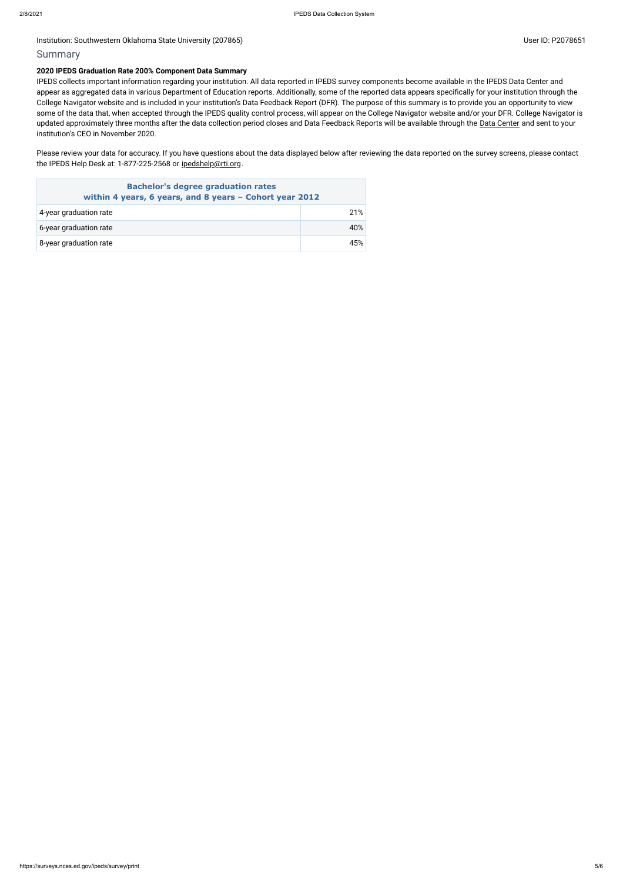Institution: Southwestern Oklahoma State University (207865)

User ID: P2078651

## Summary

### 2020 IPEDS Graduation Rate 200% Component Data Summary

IPEDS collects important information regarding your institution. All data reported in IPEDS survey components become available in the IPEDS Data Center and appear as aggregated data in various Department of Education reports. Additionally, some of the reported data appears specifically for your institution through the College Navigator website and is included in your institution's Data Feedback Report (DFR). The purpose of this summary is to provide you an opportunity to view some of the data that, when accepted through the IPEDS quality control process, will appear on the College Navigator website and/or your DFR. College Navigator is updated approximately three months after the data collection period closes and Data Feedback Reports will be available through the Data Center and sent to your institution's CEO in November 2020.

Please review your data for accuracy. If you have questions about the data displayed below after reviewing the data reported on the survey screens, please contact the IPEDS Help Desk at: 1-877-225-2568 or ipedshelp@rti.org.

| Bachelor's degree graduation rates within 4 years, 6 years, and 8 years – Cohort year 2012 | |
|---|---|
| 4-year graduation rate | 21% |
| 6-year graduation rate | 40% |
| 8-year graduation rate | 45% |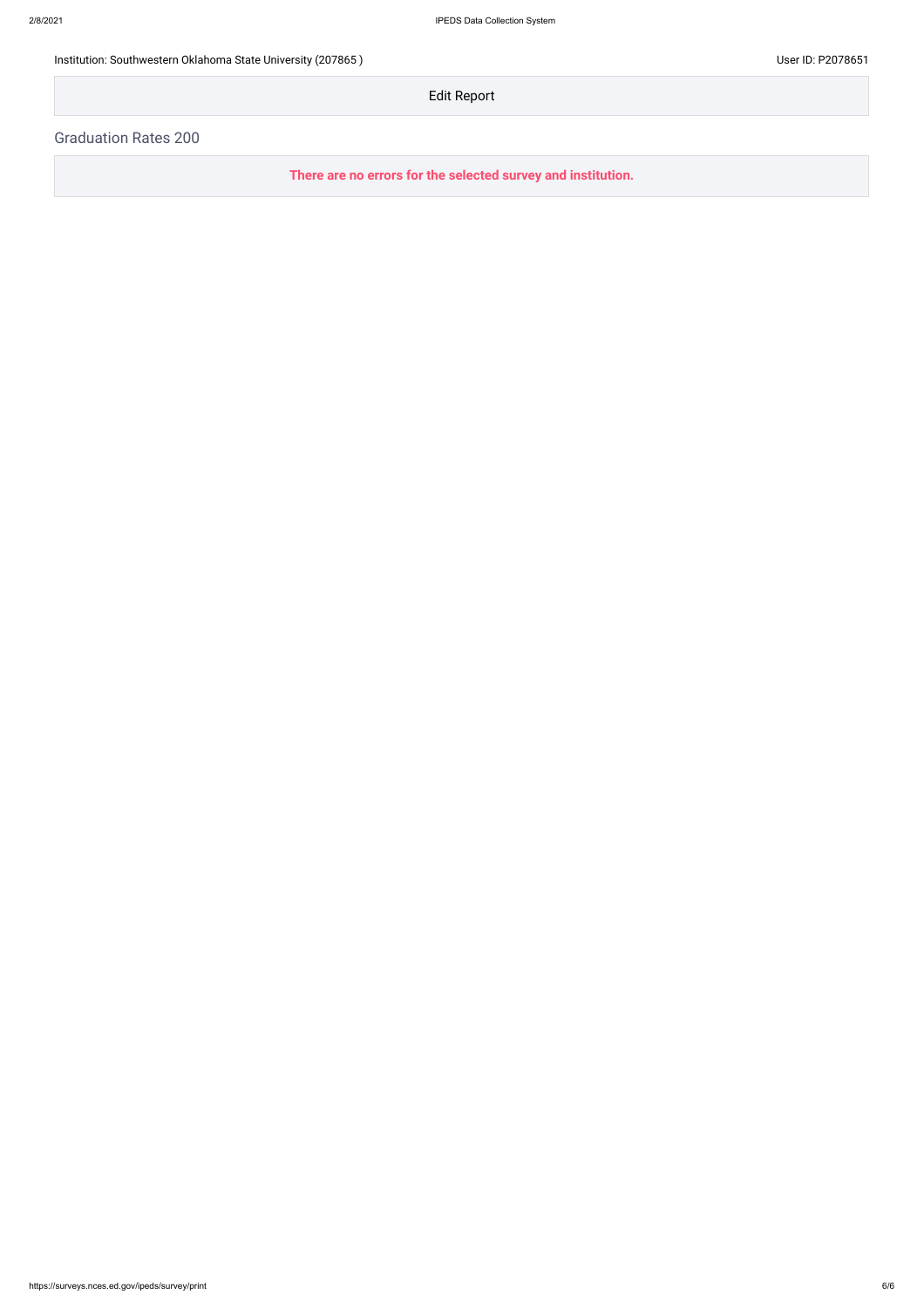Institution: Southwestern Oklahoma State University (207865 )

User ID: P2078651

Edit Report

## Graduation Rates 200

**There are no errors for the selected survey and institution.**